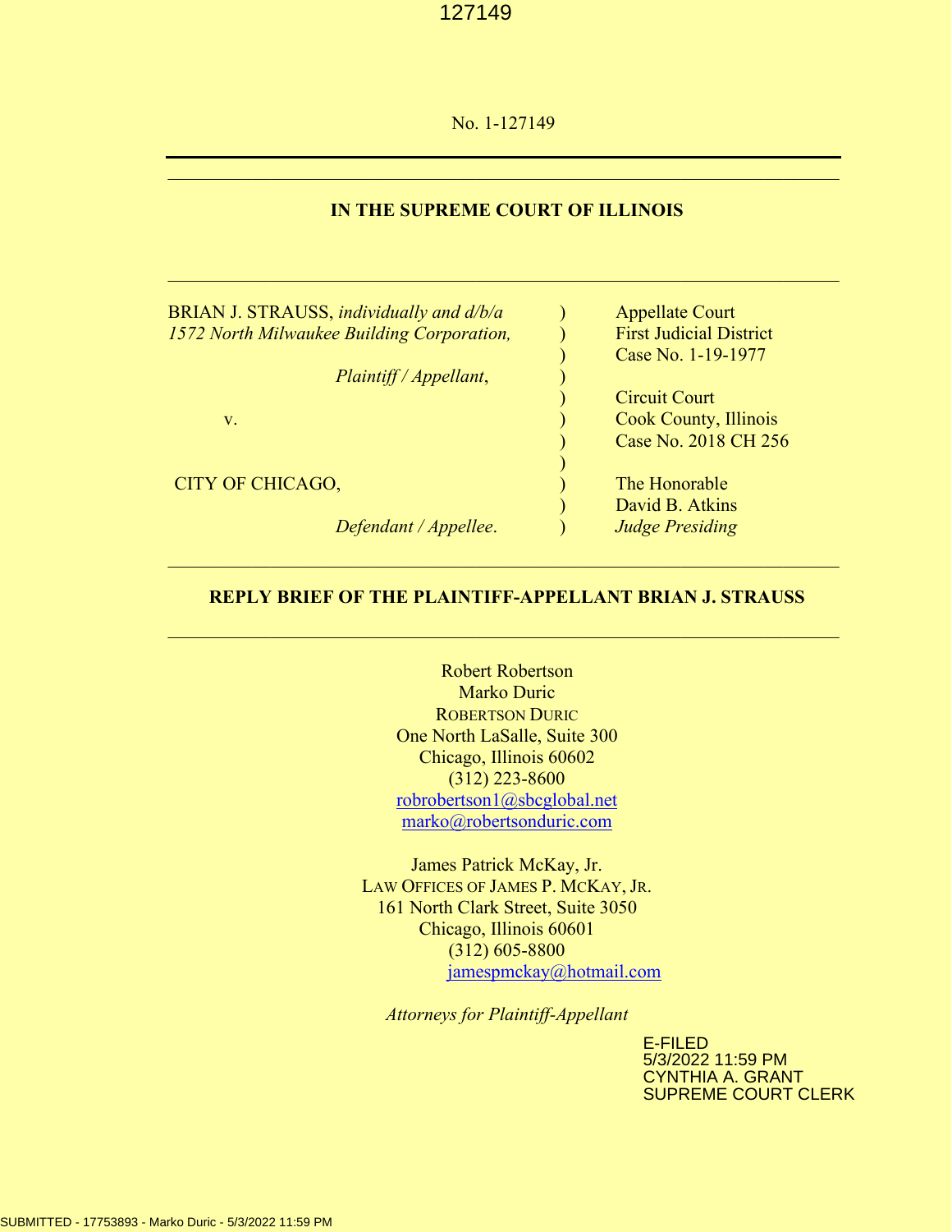No. 1-127149

---

**IN THE SUPREME COURT OF ILLINOIS**

---

| | | |
|---|---|---|
| BRIAN J. STRAUSS, *individually and d/b/a 1572 North Milwaukee Building Corporation,* | ) | Appellate Court |
| | ) | First Judicial District |
| | ) | Case No. 1-19-1977 |
| *Plaintiff / Appellant*, | ) | |
| | ) | Circuit Court |
| v. | ) | Cook County, Illinois |
| | ) | Case No. 2018 CH 256 |
| | ) | |
| CITY OF CHICAGO, | ) | The Honorable |
| | ) | David B. Atkins |
| *Defendant / Appellee*. | ) | *Judge Presiding* |

---

**REPLY BRIEF OF THE PLAINTIFF-APPELLANT BRIAN J. STRAUSS**

---

Robert Robertson
Marko Duric
ROBERTSON DURIC
One North LaSalle, Suite 300
Chicago, Illinois 60602
(312) 223-8600
robrobertson1@sbcglobal.net
marko@robertsonduric.com

James Patrick McKay, Jr.
LAW OFFICES OF JAMES P. MCKAY, JR.
161 North Clark Street, Suite 3050
Chicago, Illinois 60601
(312) 605-8800
jamespmckay@hotmail.com

*Attorneys for Plaintiff-Appellant*

E-FILED
5/3/2022 11:59 PM
CYNTHIA A. GRANT
SUPREME COURT CLERK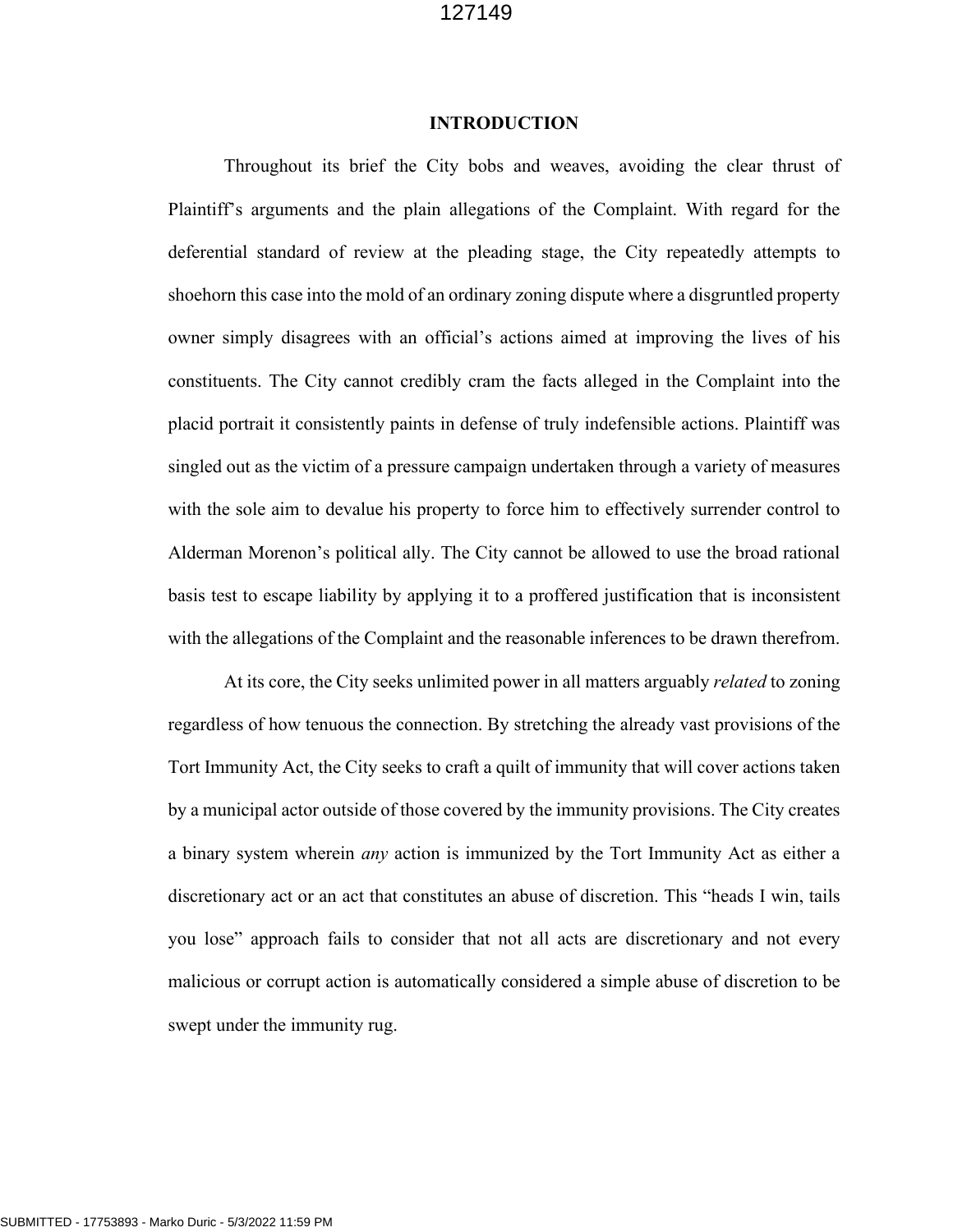## INTRODUCTION

Throughout its brief the City bobs and weaves, avoiding the clear thrust of Plaintiff's arguments and the plain allegations of the Complaint. With regard for the deferential standard of review at the pleading stage, the City repeatedly attempts to shoehorn this case into the mold of an ordinary zoning dispute where a disgruntled property owner simply disagrees with an official's actions aimed at improving the lives of his constituents. The City cannot credibly cram the facts alleged in the Complaint into the placid portrait it consistently paints in defense of truly indefensible actions. Plaintiff was singled out as the victim of a pressure campaign undertaken through a variety of measures with the sole aim to devalue his property to force him to effectively surrender control to Alderman Morenon's political ally. The City cannot be allowed to use the broad rational basis test to escape liability by applying it to a proffered justification that is inconsistent with the allegations of the Complaint and the reasonable inferences to be drawn therefrom.

At its core, the City seeks unlimited power in all matters arguably *related* to zoning regardless of how tenuous the connection. By stretching the already vast provisions of the Tort Immunity Act, the City seeks to craft a quilt of immunity that will cover actions taken by a municipal actor outside of those covered by the immunity provisions. The City creates a binary system wherein *any* action is immunized by the Tort Immunity Act as either a discretionary act or an act that constitutes an abuse of discretion. This "heads I win, tails you lose" approach fails to consider that not all acts are discretionary and not every malicious or corrupt action is automatically considered a simple abuse of discretion to be swept under the immunity rug.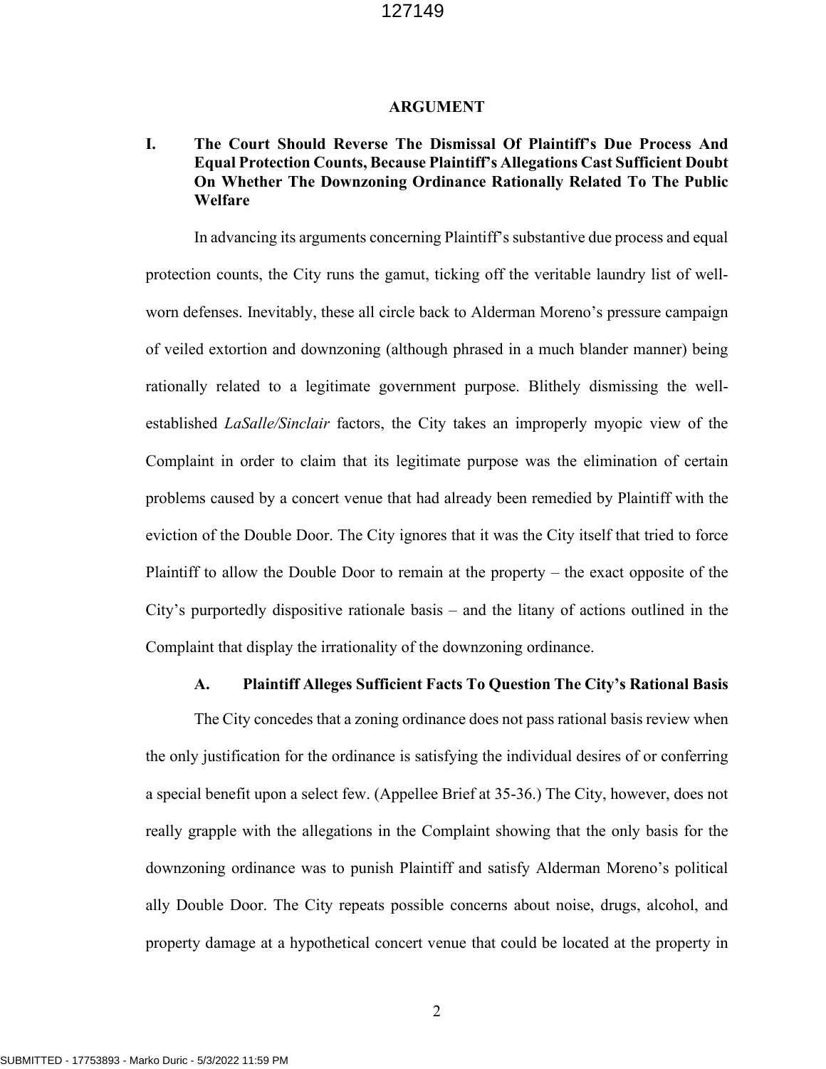# ARGUMENT

## I. The Court Should Reverse The Dismissal Of Plaintiff's Due Process And Equal Protection Counts, Because Plaintiff's Allegations Cast Sufficient Doubt On Whether The Downzoning Ordinance Rationally Related To The Public Welfare

In advancing its arguments concerning Plaintiff's substantive due process and equal protection counts, the City runs the gamut, ticking off the veritable laundry list of well-worn defenses. Inevitably, these all circle back to Alderman Moreno's pressure campaign of veiled extortion and downzoning (although phrased in a much blander manner) being rationally related to a legitimate government purpose. Blithely dismissing the well-established *LaSalle/Sinclair* factors, the City takes an improperly myopic view of the Complaint in order to claim that its legitimate purpose was the elimination of certain problems caused by a concert venue that had already been remedied by Plaintiff with the eviction of the Double Door. The City ignores that it was the City itself that tried to force Plaintiff to allow the Double Door to remain at the property – the exact opposite of the City's purportedly dispositive rationale basis – and the litany of actions outlined in the Complaint that display the irrationality of the downzoning ordinance.

### A. Plaintiff Alleges Sufficient Facts To Question The City's Rational Basis

The City concedes that a zoning ordinance does not pass rational basis review when the only justification for the ordinance is satisfying the individual desires of or conferring a special benefit upon a select few. (Appellee Brief at 35-36.) The City, however, does not really grapple with the allegations in the Complaint showing that the only basis for the downzoning ordinance was to punish Plaintiff and satisfy Alderman Moreno's political ally Double Door. The City repeats possible concerns about noise, drugs, alcohol, and property damage at a hypothetical concert venue that could be located at the property in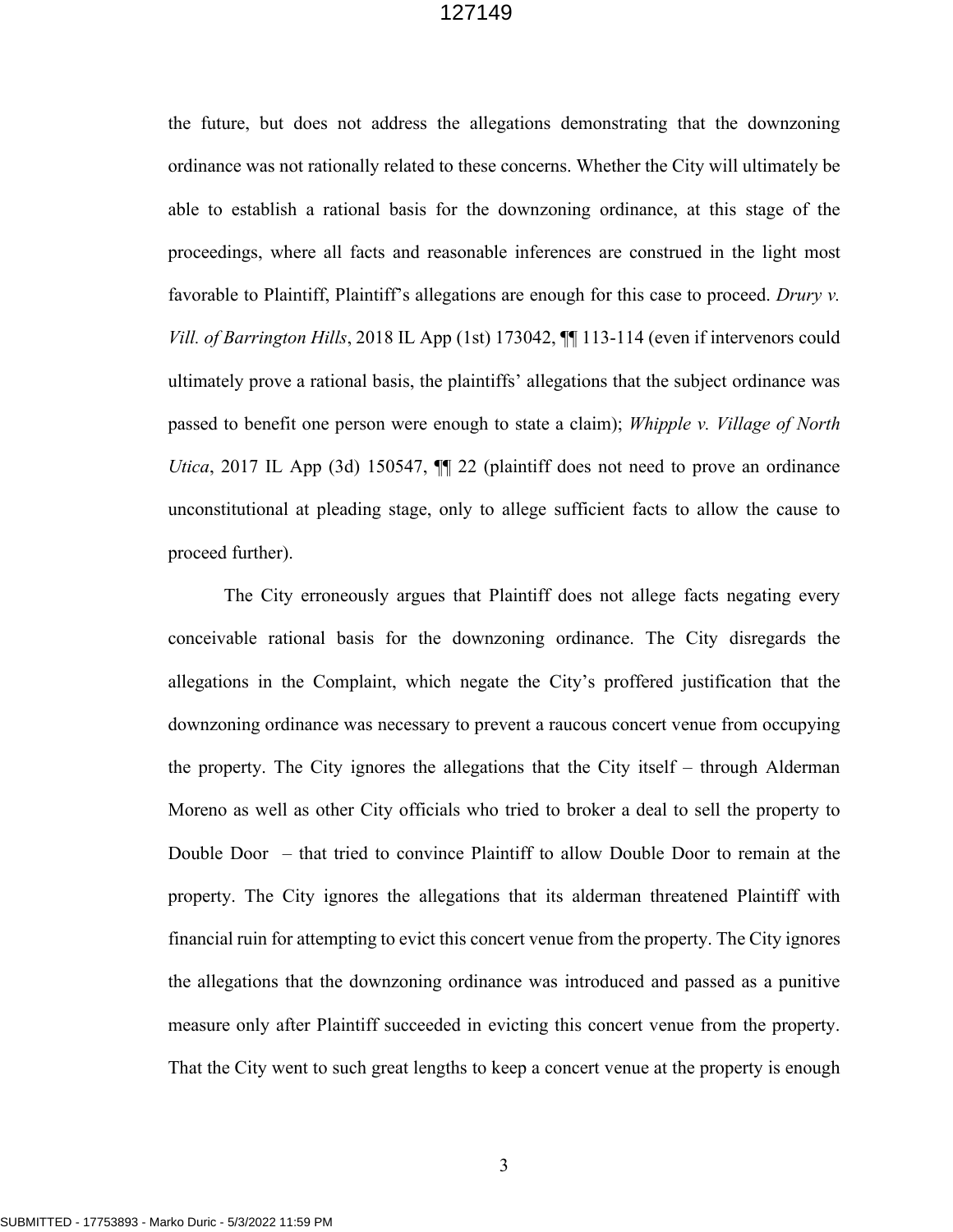the future, but does not address the allegations demonstrating that the downzoning ordinance was not rationally related to these concerns. Whether the City will ultimately be able to establish a rational basis for the downzoning ordinance, at this stage of the proceedings, where all facts and reasonable inferences are construed in the light most favorable to Plaintiff, Plaintiff's allegations are enough for this case to proceed. *Drury v. Vill. of Barrington Hills*, 2018 IL App (1st) 173042, ¶¶ 113-114 (even if intervenors could ultimately prove a rational basis, the plaintiffs' allegations that the subject ordinance was passed to benefit one person were enough to state a claim); *Whipple v. Village of North Utica*, 2017 IL App (3d) 150547, ¶¶ 22 (plaintiff does not need to prove an ordinance unconstitutional at pleading stage, only to allege sufficient facts to allow the cause to proceed further).

The City erroneously argues that Plaintiff does not allege facts negating every conceivable rational basis for the downzoning ordinance. The City disregards the allegations in the Complaint, which negate the City's proffered justification that the downzoning ordinance was necessary to prevent a raucous concert venue from occupying the property. The City ignores the allegations that the City itself – through Alderman Moreno as well as other City officials who tried to broker a deal to sell the property to Double Door – that tried to convince Plaintiff to allow Double Door to remain at the property. The City ignores the allegations that its alderman threatened Plaintiff with financial ruin for attempting to evict this concert venue from the property. The City ignores the allegations that the downzoning ordinance was introduced and passed as a punitive measure only after Plaintiff succeeded in evicting this concert venue from the property. That the City went to such great lengths to keep a concert venue at the property is enough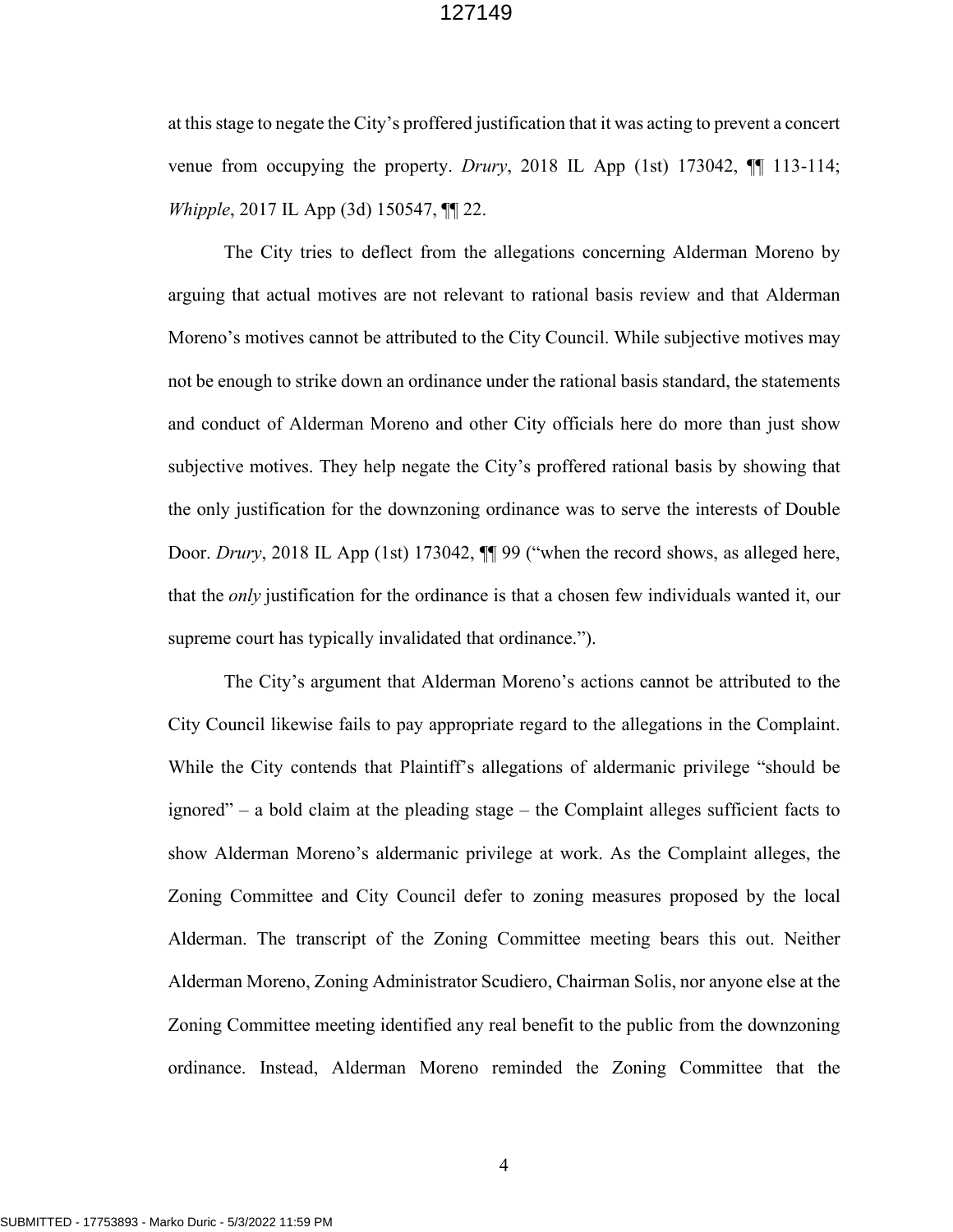at this stage to negate the City's proffered justification that it was acting to prevent a concert venue from occupying the property. *Drury*, 2018 IL App (1st) 173042, ¶¶ 113-114; *Whipple*, 2017 IL App (3d) 150547, ¶¶ 22.

The City tries to deflect from the allegations concerning Alderman Moreno by arguing that actual motives are not relevant to rational basis review and that Alderman Moreno's motives cannot be attributed to the City Council. While subjective motives may not be enough to strike down an ordinance under the rational basis standard, the statements and conduct of Alderman Moreno and other City officials here do more than just show subjective motives. They help negate the City's proffered rational basis by showing that the only justification for the downzoning ordinance was to serve the interests of Double Door. *Drury*, 2018 IL App (1st) 173042, ¶¶ 99 ("when the record shows, as alleged here, that the *only* justification for the ordinance is that a chosen few individuals wanted it, our supreme court has typically invalidated that ordinance.").

The City's argument that Alderman Moreno's actions cannot be attributed to the City Council likewise fails to pay appropriate regard to the allegations in the Complaint. While the City contends that Plaintiff's allegations of aldermanic privilege "should be ignored" – a bold claim at the pleading stage – the Complaint alleges sufficient facts to show Alderman Moreno's aldermanic privilege at work. As the Complaint alleges, the Zoning Committee and City Council defer to zoning measures proposed by the local Alderman. The transcript of the Zoning Committee meeting bears this out. Neither Alderman Moreno, Zoning Administrator Scudiero, Chairman Solis, nor anyone else at the Zoning Committee meeting identified any real benefit to the public from the downzoning ordinance. Instead, Alderman Moreno reminded the Zoning Committee that the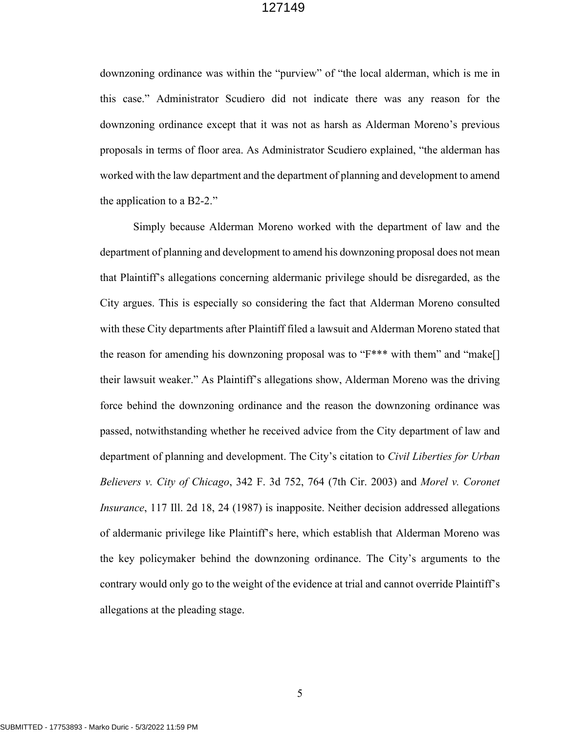downzoning ordinance was within the "purview" of "the local alderman, which is me in this case." Administrator Scudiero did not indicate there was any reason for the downzoning ordinance except that it was not as harsh as Alderman Moreno's previous proposals in terms of floor area. As Administrator Scudiero explained, "the alderman has worked with the law department and the department of planning and development to amend the application to a B2-2."

Simply because Alderman Moreno worked with the department of law and the department of planning and development to amend his downzoning proposal does not mean that Plaintiff's allegations concerning aldermanic privilege should be disregarded, as the City argues. This is especially so considering the fact that Alderman Moreno consulted with these City departments after Plaintiff filed a lawsuit and Alderman Moreno stated that the reason for amending his downzoning proposal was to "F*** with them" and "make[] their lawsuit weaker." As Plaintiff's allegations show, Alderman Moreno was the driving force behind the downzoning ordinance and the reason the downzoning ordinance was passed, notwithstanding whether he received advice from the City department of law and department of planning and development. The City's citation to *Civil Liberties for Urban Believers v. City of Chicago*, 342 F. 3d 752, 764 (7th Cir. 2003) and *Morel v. Coronet Insurance*, 117 Ill. 2d 18, 24 (1987) is inapposite. Neither decision addressed allegations of aldermanic privilege like Plaintiff's here, which establish that Alderman Moreno was the key policymaker behind the downzoning ordinance. The City's arguments to the contrary would only go to the weight of the evidence at trial and cannot override Plaintiff's allegations at the pleading stage.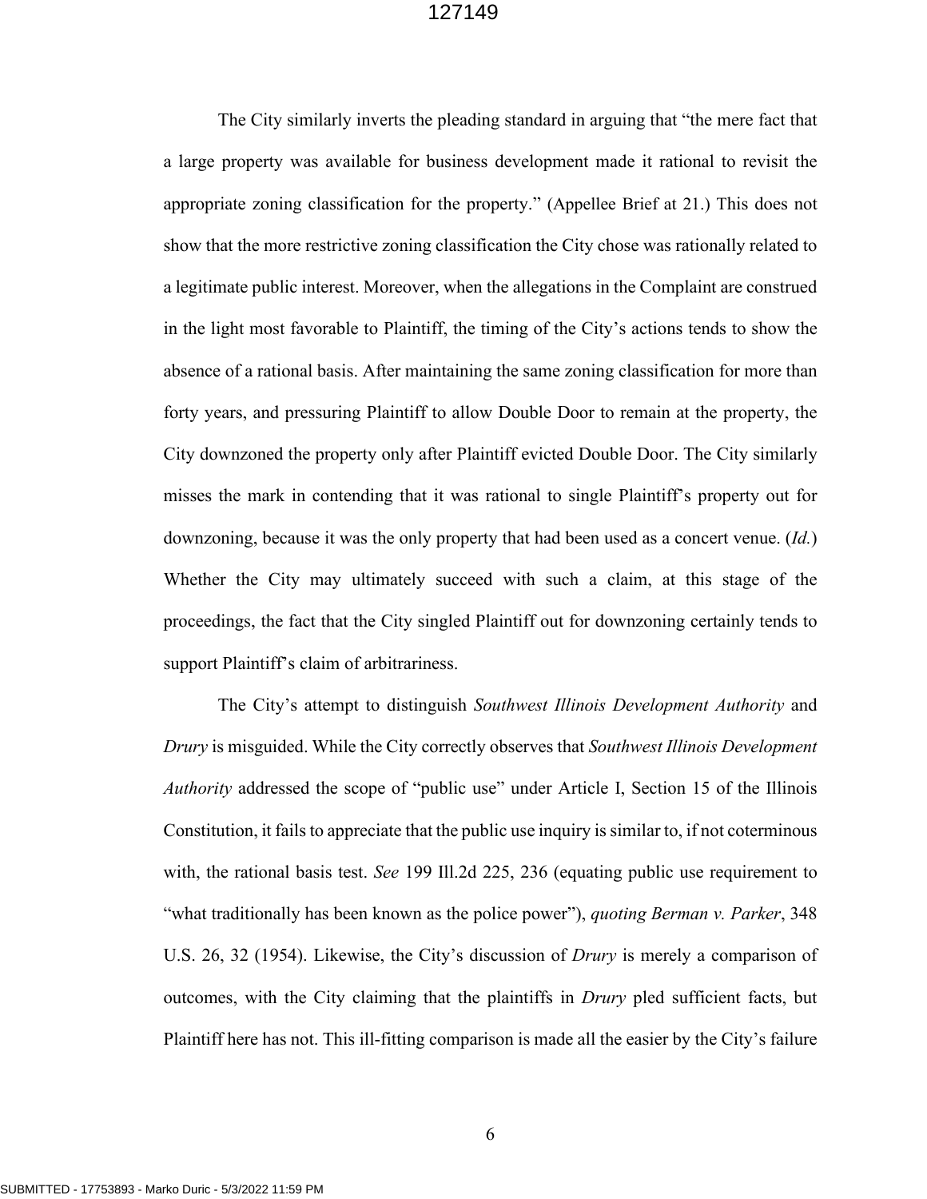The City similarly inverts the pleading standard in arguing that "the mere fact that a large property was available for business development made it rational to revisit the appropriate zoning classification for the property." (Appellee Brief at 21.) This does not show that the more restrictive zoning classification the City chose was rationally related to a legitimate public interest. Moreover, when the allegations in the Complaint are construed in the light most favorable to Plaintiff, the timing of the City's actions tends to show the absence of a rational basis. After maintaining the same zoning classification for more than forty years, and pressuring Plaintiff to allow Double Door to remain at the property, the City downzoned the property only after Plaintiff evicted Double Door. The City similarly misses the mark in contending that it was rational to single Plaintiff's property out for downzoning, because it was the only property that had been used as a concert venue. (*Id.*) Whether the City may ultimately succeed with such a claim, at this stage of the proceedings, the fact that the City singled Plaintiff out for downzoning certainly tends to support Plaintiff's claim of arbitrariness.

The City's attempt to distinguish *Southwest Illinois Development Authority* and *Drury* is misguided. While the City correctly observes that *Southwest Illinois Development Authority* addressed the scope of "public use" under Article I, Section 15 of the Illinois Constitution, it fails to appreciate that the public use inquiry is similar to, if not coterminous with, the rational basis test. *See* 199 Ill.2d 225, 236 (equating public use requirement to "what traditionally has been known as the police power"), *quoting Berman v. Parker*, 348 U.S. 26, 32 (1954). Likewise, the City's discussion of *Drury* is merely a comparison of outcomes, with the City claiming that the plaintiffs in *Drury* pled sufficient facts, but Plaintiff here has not. This ill-fitting comparison is made all the easier by the City's failure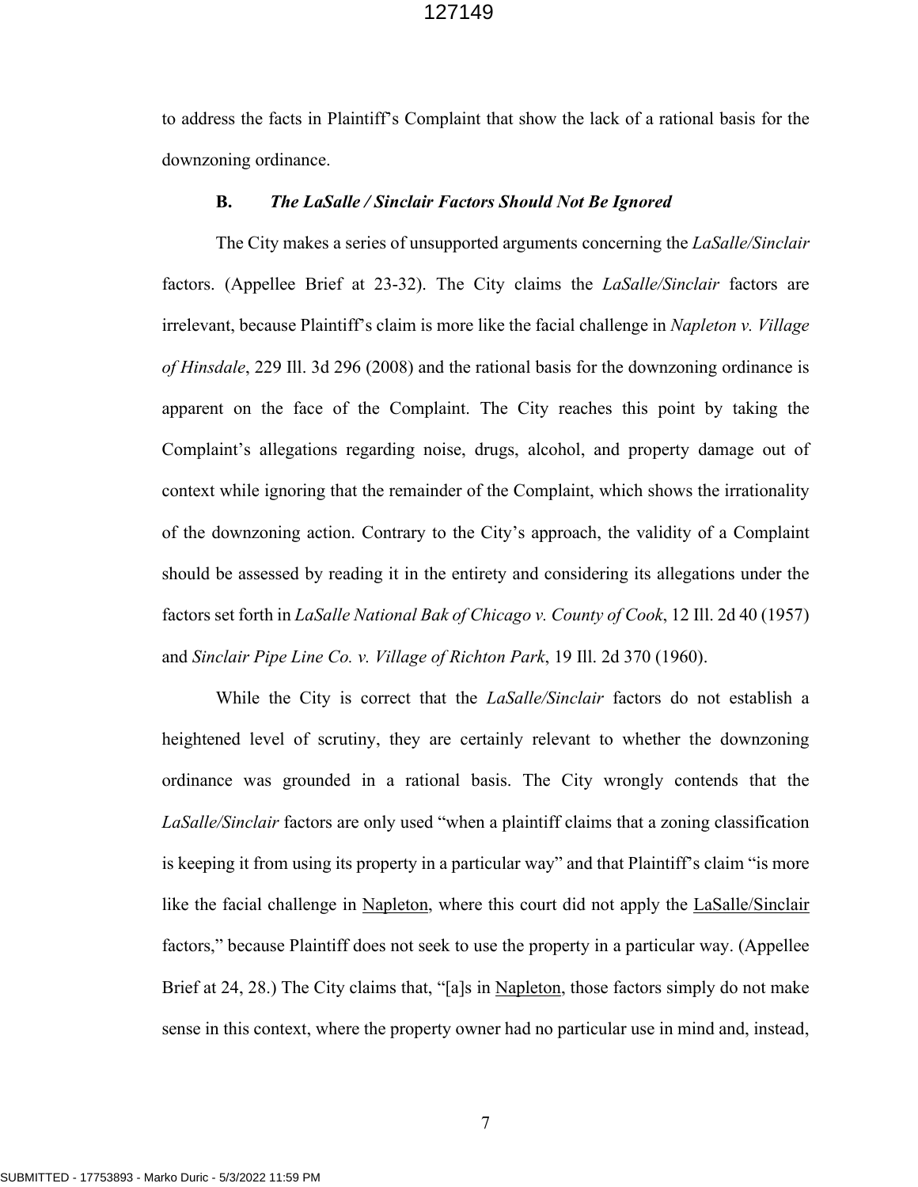to address the facts in Plaintiff's Complaint that show the lack of a rational basis for the downzoning ordinance.

### B. *The LaSalle / Sinclair Factors Should Not Be Ignored*

The City makes a series of unsupported arguments concerning the *LaSalle/Sinclair* factors. (Appellee Brief at 23-32). The City claims the *LaSalle/Sinclair* factors are irrelevant, because Plaintiff's claim is more like the facial challenge in *Napleton v. Village of Hinsdale*, 229 Ill. 3d 296 (2008) and the rational basis for the downzoning ordinance is apparent on the face of the Complaint. The City reaches this point by taking the Complaint's allegations regarding noise, drugs, alcohol, and property damage out of context while ignoring that the remainder of the Complaint, which shows the irrationality of the downzoning action. Contrary to the City's approach, the validity of a Complaint should be assessed by reading it in the entirety and considering its allegations under the factors set forth in *LaSalle National Bak of Chicago v. County of Cook*, 12 Ill. 2d 40 (1957) and *Sinclair Pipe Line Co. v. Village of Richton Park*, 19 Ill. 2d 370 (1960).

While the City is correct that the *LaSalle/Sinclair* factors do not establish a heightened level of scrutiny, they are certainly relevant to whether the downzoning ordinance was grounded in a rational basis. The City wrongly contends that the *LaSalle/Sinclair* factors are only used "when a plaintiff claims that a zoning classification is keeping it from using its property in a particular way" and that Plaintiff's claim "is more like the facial challenge in Napleton, where this court did not apply the LaSalle/Sinclair factors," because Plaintiff does not seek to use the property in a particular way. (Appellee Brief at 24, 28.) The City claims that, "[a]s in Napleton, those factors simply do not make sense in this context, where the property owner had no particular use in mind and, instead,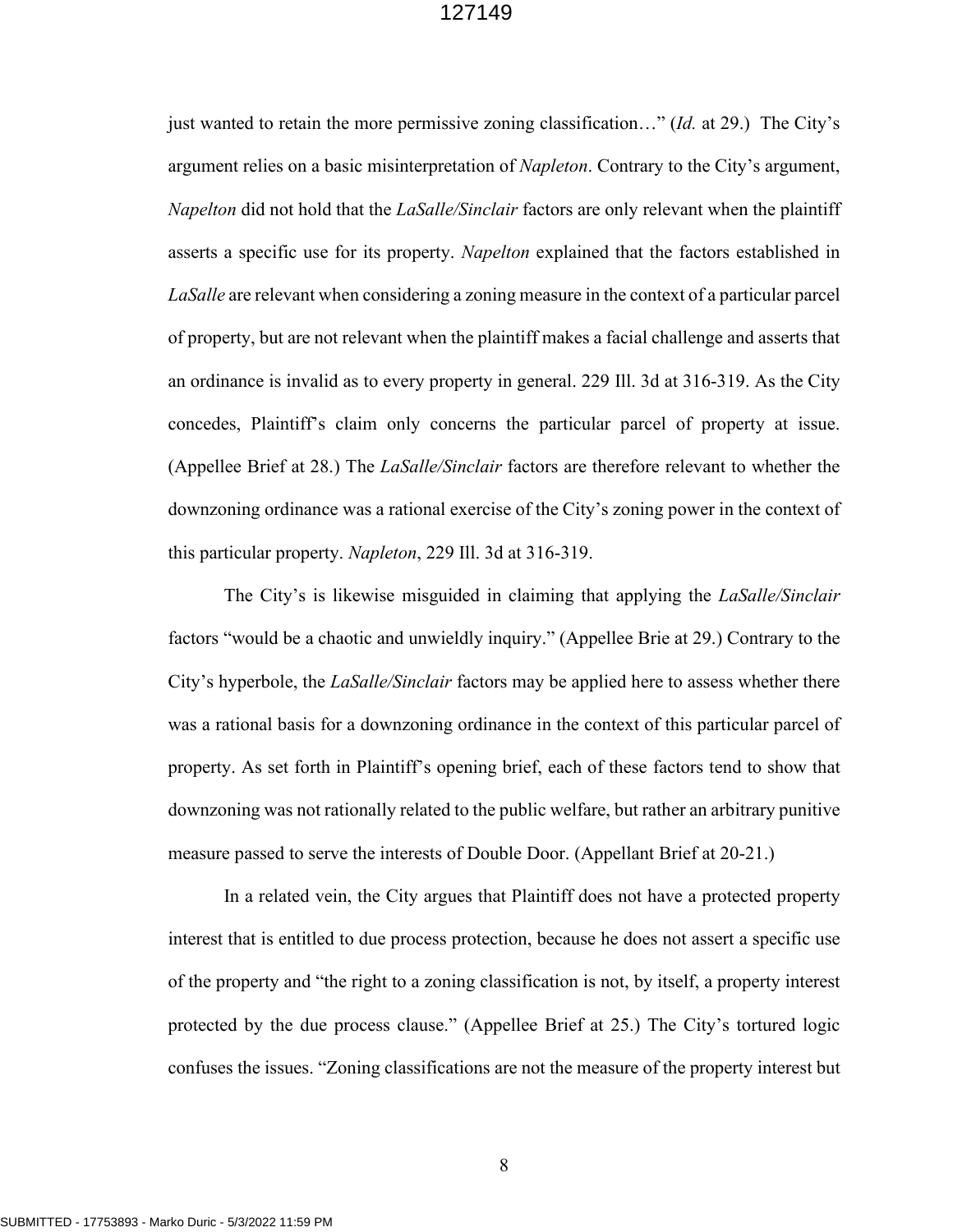just wanted to retain the more permissive zoning classification…" (*Id.* at 29.) The City's argument relies on a basic misinterpretation of *Napleton*. Contrary to the City's argument, *Napelton* did not hold that the *LaSalle/Sinclair* factors are only relevant when the plaintiff asserts a specific use for its property. *Napelton* explained that the factors established in *LaSalle* are relevant when considering a zoning measure in the context of a particular parcel of property, but are not relevant when the plaintiff makes a facial challenge and asserts that an ordinance is invalid as to every property in general. 229 Ill. 3d at 316-319. As the City concedes, Plaintiff's claim only concerns the particular parcel of property at issue. (Appellee Brief at 28.) The *LaSalle/Sinclair* factors are therefore relevant to whether the downzoning ordinance was a rational exercise of the City's zoning power in the context of this particular property. *Napelton*, 229 Ill. 3d at 316-319.

The City's is likewise misguided in claiming that applying the *LaSalle/Sinclair* factors "would be a chaotic and unwieldly inquiry." (Appellee Brie at 29.) Contrary to the City's hyperbole, the *LaSalle/Sinclair* factors may be applied here to assess whether there was a rational basis for a downzoning ordinance in the context of this particular parcel of property. As set forth in Plaintiff's opening brief, each of these factors tend to show that downzoning was not rationally related to the public welfare, but rather an arbitrary punitive measure passed to serve the interests of Double Door. (Appellant Brief at 20-21.)

In a related vein, the City argues that Plaintiff does not have a protected property interest that is entitled to due process protection, because he does not assert a specific use of the property and "the right to a zoning classification is not, by itself, a property interest protected by the due process clause." (Appellee Brief at 25.) The City's tortured logic confuses the issues. "Zoning classifications are not the measure of the property interest but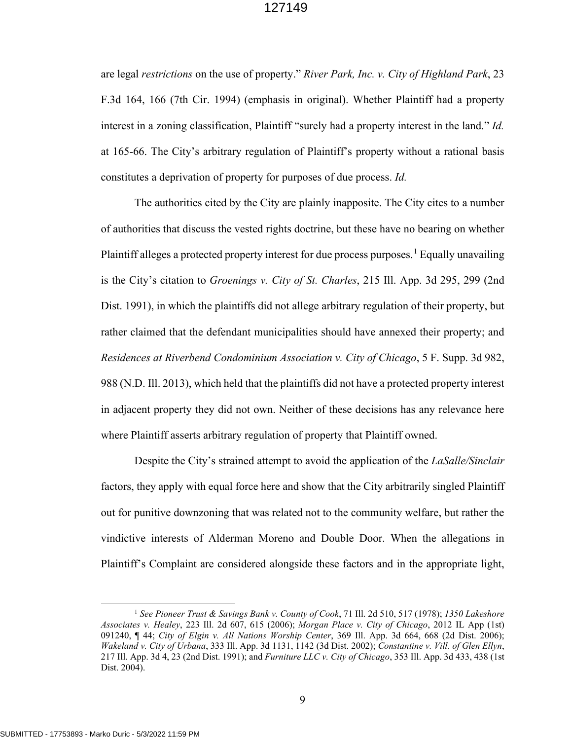are legal *restrictions* on the use of property." *River Park, Inc. v. City of Highland Park*, 23 F.3d 164, 166 (7th Cir. 1994) (emphasis in original). Whether Plaintiff had a property interest in a zoning classification, Plaintiff "surely had a property interest in the land." *Id.* at 165-66. The City's arbitrary regulation of Plaintiff's property without a rational basis constitutes a deprivation of property for purposes of due process. *Id.*

The authorities cited by the City are plainly inapposite. The City cites to a number of authorities that discuss the vested rights doctrine, but these have no bearing on whether Plaintiff alleges a protected property interest for due process purposes.[1] Equally unavailing is the City's citation to *Groenings v. City of St. Charles*, 215 Ill. App. 3d 295, 299 (2nd Dist. 1991), in which the plaintiffs did not allege arbitrary regulation of their property, but rather claimed that the defendant municipalities should have annexed their property; and *Residences at Riverbend Condominium Association v. City of Chicago*, 5 F. Supp. 3d 982, 988 (N.D. Ill. 2013), which held that the plaintiffs did not have a protected property interest in adjacent property they did not own. Neither of these decisions has any relevance here where Plaintiff asserts arbitrary regulation of property that Plaintiff owned.

Despite the City's strained attempt to avoid the application of the *LaSalle/Sinclair* factors, they apply with equal force here and show that the City arbitrarily singled Plaintiff out for punitive downzoning that was related not to the community welfare, but rather the vindictive interests of Alderman Moreno and Double Door. When the allegations in Plaintiff's Complaint are considered alongside these factors and in the appropriate light,

[1] *See Pioneer Trust & Savings Bank v. County of Cook*, 71 Ill. 2d 510, 517 (1978); *1350 Lakeshore Associates v. Healey*, 223 Ill. 2d 607, 615 (2006); *Morgan Place v. City of Chicago*, 2012 IL App (1st) 091240, ¶ 44; *City of Elgin v. All Nations Worship Center*, 369 Ill. App. 3d 664, 668 (2d Dist. 2006); *Wakeland v. City of Urbana*, 333 Ill. App. 3d 1131, 1142 (3d Dist. 2002); *Constantine v. Vill. of Glen Ellyn*, 217 Ill. App. 3d 4, 23 (2nd Dist. 1991); and *Furniture LLC v. City of Chicago*, 353 Ill. App. 3d 433, 438 (1st Dist. 2004).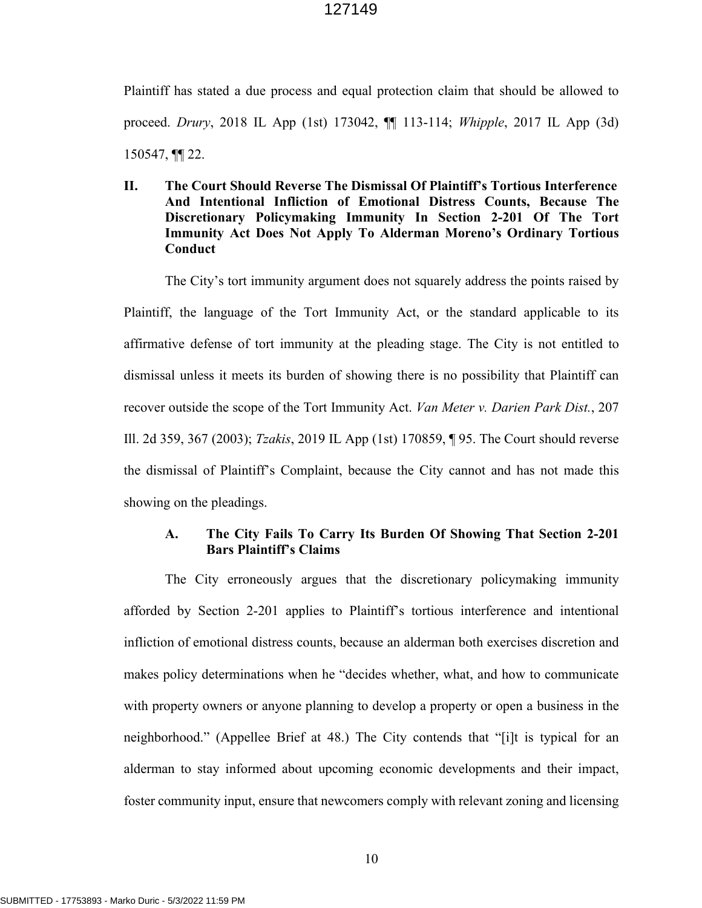Plaintiff has stated a due process and equal protection claim that should be allowed to proceed. *Drury*, 2018 IL App (1st) 173042, ¶¶ 113-114; *Whipple*, 2017 IL App (3d) 150547, ¶¶ 22.

## II. The Court Should Reverse The Dismissal Of Plaintiff's Tortious Interference And Intentional Infliction of Emotional Distress Counts, Because The Discretionary Policymaking Immunity In Section 2-201 Of The Tort Immunity Act Does Not Apply To Alderman Moreno's Ordinary Tortious Conduct

The City's tort immunity argument does not squarely address the points raised by Plaintiff, the language of the Tort Immunity Act, or the standard applicable to its affirmative defense of tort immunity at the pleading stage. The City is not entitled to dismissal unless it meets its burden of showing there is no possibility that Plaintiff can recover outside the scope of the Tort Immunity Act. *Van Meter v. Darien Park Dist.*, 207 Ill. 2d 359, 367 (2003); *Tzakis*, 2019 IL App (1st) 170859, ¶ 95. The Court should reverse the dismissal of Plaintiff's Complaint, because the City cannot and has not made this showing on the pleadings.

### A. The City Fails To Carry Its Burden Of Showing That Section 2-201 Bars Plaintiff's Claims

The City erroneously argues that the discretionary policymaking immunity afforded by Section 2-201 applies to Plaintiff's tortious interference and intentional infliction of emotional distress counts, because an alderman both exercises discretion and makes policy determinations when he "decides whether, what, and how to communicate with property owners or anyone planning to develop a property or open a business in the neighborhood." (Appellee Brief at 48.) The City contends that "[i]t is typical for an alderman to stay informed about upcoming economic developments and their impact, foster community input, ensure that newcomers comply with relevant zoning and licensing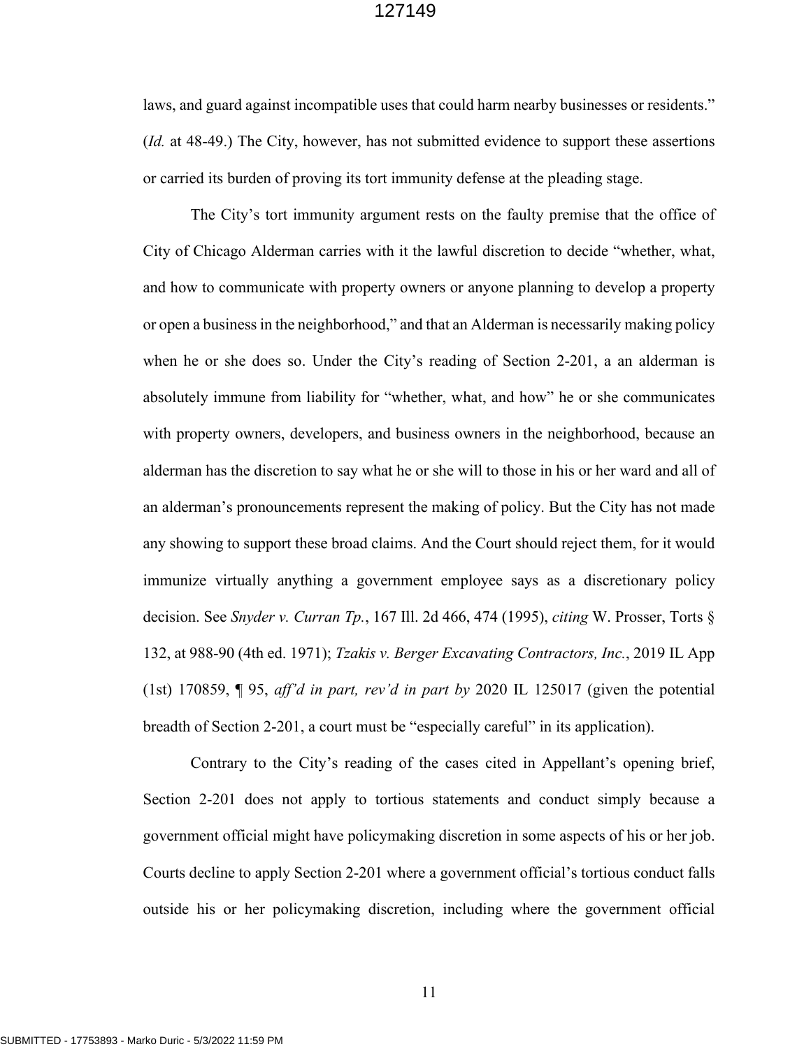laws, and guard against incompatible uses that could harm nearby businesses or residents." (*Id.* at 48-49.) The City, however, has not submitted evidence to support these assertions or carried its burden of proving its tort immunity defense at the pleading stage.

The City's tort immunity argument rests on the faulty premise that the office of City of Chicago Alderman carries with it the lawful discretion to decide "whether, what, and how to communicate with property owners or anyone planning to develop a property or open a business in the neighborhood," and that an Alderman is necessarily making policy when he or she does so. Under the City's reading of Section 2-201, a an alderman is absolutely immune from liability for "whether, what, and how" he or she communicates with property owners, developers, and business owners in the neighborhood, because an alderman has the discretion to say what he or she will to those in his or her ward and all of an alderman's pronouncements represent the making of policy. But the City has not made any showing to support these broad claims. And the Court should reject them, for it would immunize virtually anything a government employee says as a discretionary policy decision. See *Snyder v. Curran Tp.*, 167 Ill. 2d 466, 474 (1995), *citing* W. Prosser, Torts § 132, at 988-90 (4th ed. 1971); *Tzakis v. Berger Excavating Contractors, Inc.*, 2019 IL App (1st) 170859, ¶ 95, *aff'd in part, rev'd in part by* 2020 IL 125017 (given the potential breadth of Section 2-201, a court must be "especially careful" in its application).

Contrary to the City's reading of the cases cited in Appellant's opening brief, Section 2-201 does not apply to tortious statements and conduct simply because a government official might have policymaking discretion in some aspects of his or her job. Courts decline to apply Section 2-201 where a government official's tortious conduct falls outside his or her policymaking discretion, including where the government official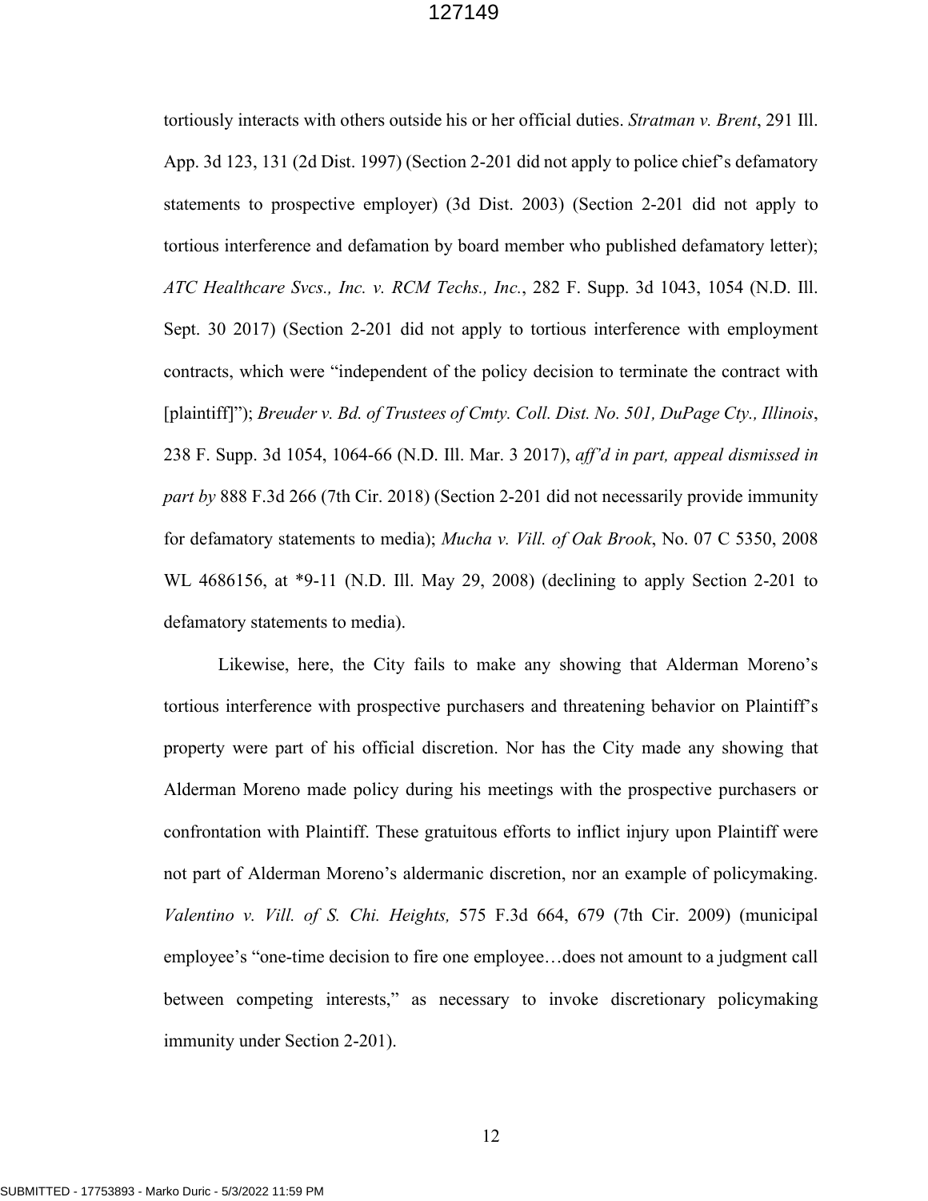tortiously interacts with others outside his or her official duties. *Stratman v. Brent*, 291 Ill. App. 3d 123, 131 (2d Dist. 1997) (Section 2-201 did not apply to police chief's defamatory statements to prospective employer) (3d Dist. 2003) (Section 2-201 did not apply to tortious interference and defamation by board member who published defamatory letter); *ATC Healthcare Svcs., Inc. v. RCM Techs., Inc.*, 282 F. Supp. 3d 1043, 1054 (N.D. Ill. Sept. 30 2017) (Section 2-201 did not apply to tortious interference with employment contracts, which were "independent of the policy decision to terminate the contract with [plaintiff]"); *Breuder v. Bd. of Trustees of Cmty. Coll. Dist. No. 501, DuPage Cty., Illinois*, 238 F. Supp. 3d 1054, 1064-66 (N.D. Ill. Mar. 3 2017), *aff'd in part, appeal dismissed in part by* 888 F.3d 266 (7th Cir. 2018) (Section 2-201 did not necessarily provide immunity for defamatory statements to media); *Mucha v. Vill. of Oak Brook*, No. 07 C 5350, 2008 WL 4686156, at *9-11 (N.D. Ill. May 29, 2008) (declining to apply Section 2-201 to defamatory statements to media).

Likewise, here, the City fails to make any showing that Alderman Moreno's tortious interference with prospective purchasers and threatening behavior on Plaintiff's property were part of his official discretion. Nor has the City made any showing that Alderman Moreno made policy during his meetings with the prospective purchasers or confrontation with Plaintiff. These gratuitous efforts to inflict injury upon Plaintiff were not part of Alderman Moreno's aldermanic discretion, nor an example of policymaking. *Valentino v. Vill. of S. Chi. Heights,* 575 F.3d 664, 679 (7th Cir. 2009) (municipal employee's "one-time decision to fire one employee…does not amount to a judgment call between competing interests," as necessary to invoke discretionary policymaking immunity under Section 2-201).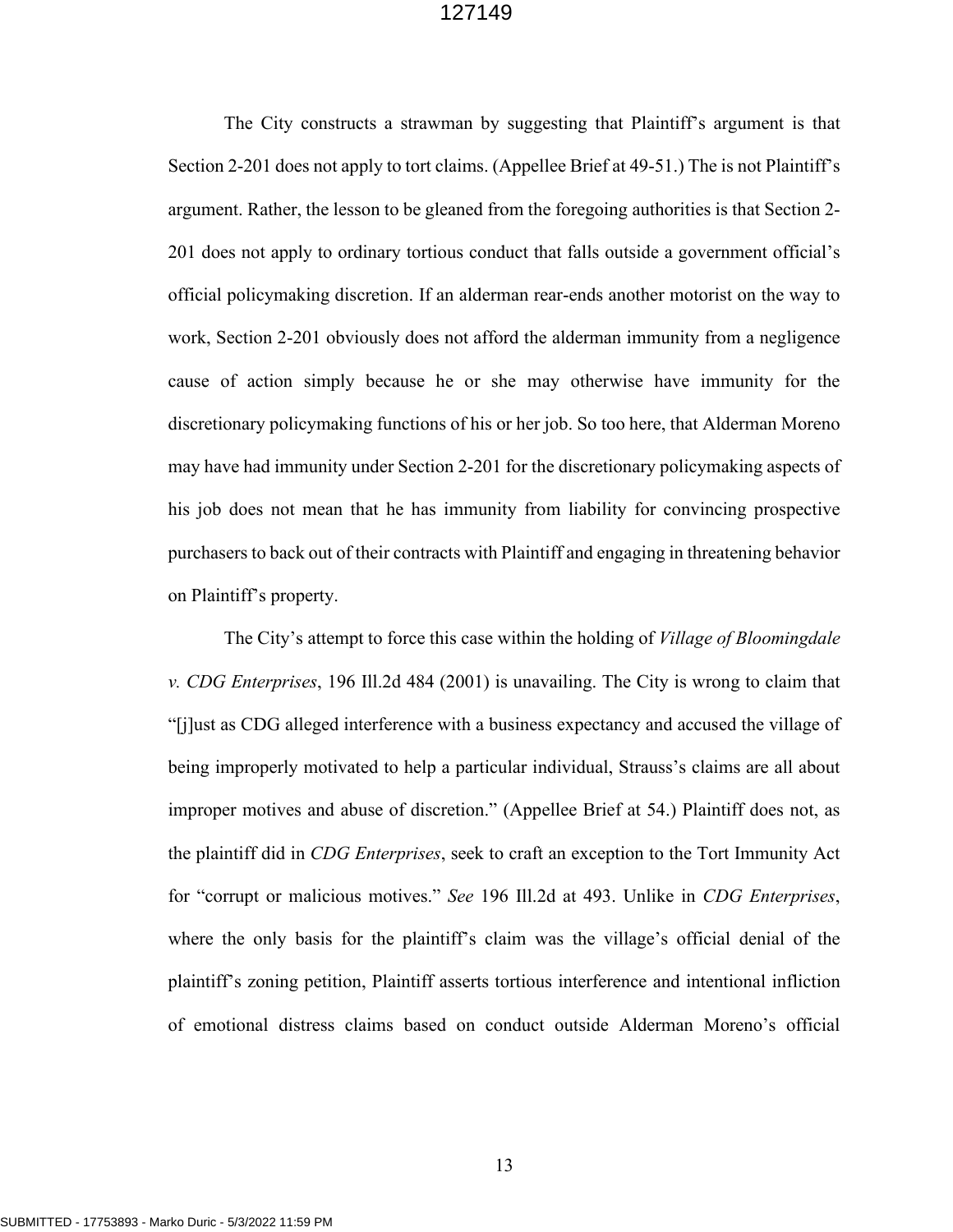The City constructs a strawman by suggesting that Plaintiff's argument is that Section 2-201 does not apply to tort claims. (Appellee Brief at 49-51.) The is not Plaintiff's argument. Rather, the lesson to be gleaned from the foregoing authorities is that Section 2-201 does not apply to ordinary tortious conduct that falls outside a government official's official policymaking discretion. If an alderman rear-ends another motorist on the way to work, Section 2-201 obviously does not afford the alderman immunity from a negligence cause of action simply because he or she may otherwise have immunity for the discretionary policymaking functions of his or her job. So too here, that Alderman Moreno may have had immunity under Section 2-201 for the discretionary policymaking aspects of his job does not mean that he has immunity from liability for convincing prospective purchasers to back out of their contracts with Plaintiff and engaging in threatening behavior on Plaintiff's property.

The City's attempt to force this case within the holding of *Village of Bloomingdale v. CDG Enterprises*, 196 Ill.2d 484 (2001) is unavailing. The City is wrong to claim that "[j]ust as CDG alleged interference with a business expectancy and accused the village of being improperly motivated to help a particular individual, Strauss's claims are all about improper motives and abuse of discretion." (Appellee Brief at 54.) Plaintiff does not, as the plaintiff did in *CDG Enterprises*, seek to craft an exception to the Tort Immunity Act for "corrupt or malicious motives." *See* 196 Ill.2d at 493. Unlike in *CDG Enterprises*, where the only basis for the plaintiff's claim was the village's official denial of the plaintiff's zoning petition, Plaintiff asserts tortious interference and intentional infliction of emotional distress claims based on conduct outside Alderman Moreno's official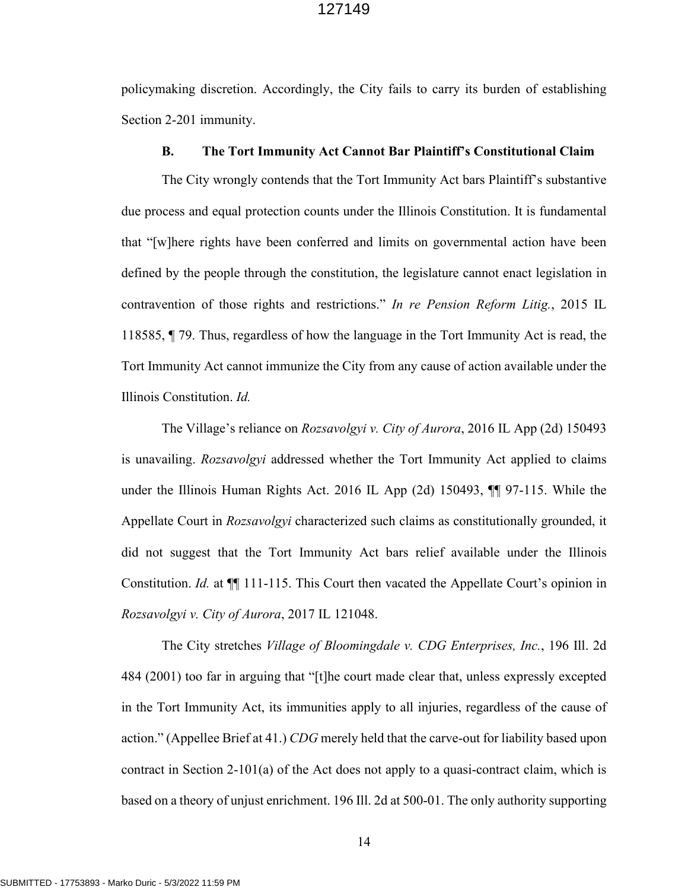policymaking discretion. Accordingly, the City fails to carry its burden of establishing Section 2-201 immunity.

### B. The Tort Immunity Act Cannot Bar Plaintiff's Constitutional Claim

The City wrongly contends that the Tort Immunity Act bars Plaintiff's substantive due process and equal protection counts under the Illinois Constitution. It is fundamental that "[w]here rights have been conferred and limits on governmental action have been defined by the people through the constitution, the legislature cannot enact legislation in contravention of those rights and restrictions." *In re Pension Reform Litig.*, 2015 IL 118585, ¶ 79. Thus, regardless of how the language in the Tort Immunity Act is read, the Tort Immunity Act cannot immunize the City from any cause of action available under the Illinois Constitution. *Id.*

The Village's reliance on *Rozsavolgyi v. City of Aurora*, 2016 IL App (2d) 150493 is unavailing. *Rozsavolgyi* addressed whether the Tort Immunity Act applied to claims under the Illinois Human Rights Act. 2016 IL App (2d) 150493, ¶¶ 97-115. While the Appellate Court in *Rozsavolgyi* characterized such claims as constitutionally grounded, it did not suggest that the Tort Immunity Act bars relief available under the Illinois Constitution. *Id.* at ¶¶ 111-115. This Court then vacated the Appellate Court's opinion in *Rozsavolgyi v. City of Aurora*, 2017 IL 121048.

The City stretches *Village of Bloomingdale v. CDG Enterprises, Inc.*, 196 Ill. 2d 484 (2001) too far in arguing that "[t]he court made clear that, unless expressly excepted in the Tort Immunity Act, its immunities apply to all injuries, regardless of the cause of action." (Appellee Brief at 41.) *CDG* merely held that the carve-out for liability based upon contract in Section 2-101(a) of the Act does not apply to a quasi-contract claim, which is based on a theory of unjust enrichment. 196 Ill. 2d at 500-01. The only authority supporting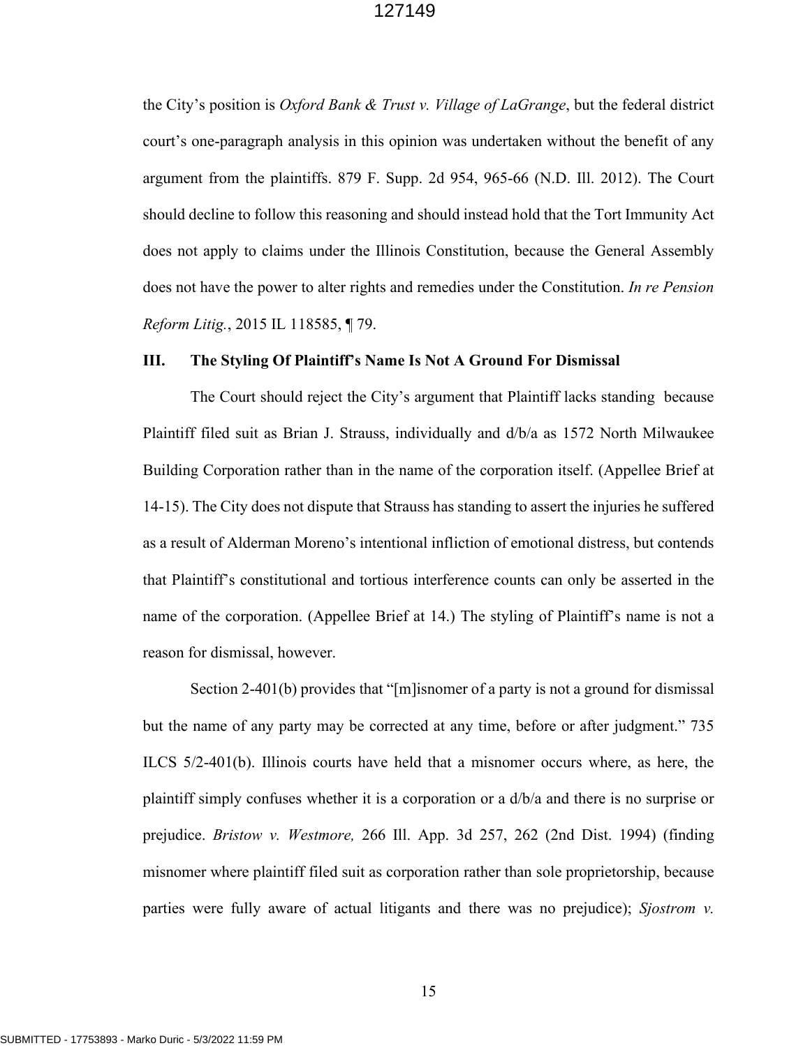the City's position is *Oxford Bank & Trust v. Village of LaGrange*, but the federal district court's one-paragraph analysis in this opinion was undertaken without the benefit of any argument from the plaintiffs. 879 F. Supp. 2d 954, 965-66 (N.D. Ill. 2012). The Court should decline to follow this reasoning and should instead hold that the Tort Immunity Act does not apply to claims under the Illinois Constitution, because the General Assembly does not have the power to alter rights and remedies under the Constitution. *In re Pension Reform Litig.*, 2015 IL 118585, ¶ 79.

## III. The Styling Of Plaintiff's Name Is Not A Ground For Dismissal

The Court should reject the City's argument that Plaintiff lacks standing because Plaintiff filed suit as Brian J. Strauss, individually and d/b/a as 1572 North Milwaukee Building Corporation rather than in the name of the corporation itself. (Appellee Brief at 14-15). The City does not dispute that Strauss has standing to assert the injuries he suffered as a result of Alderman Moreno's intentional infliction of emotional distress, but contends that Plaintiff's constitutional and tortious interference counts can only be asserted in the name of the corporation. (Appellee Brief at 14.) The styling of Plaintiff's name is not a reason for dismissal, however.

Section 2-401(b) provides that "[m]isnomer of a party is not a ground for dismissal but the name of any party may be corrected at any time, before or after judgment." 735 ILCS 5/2-401(b). Illinois courts have held that a misnomer occurs where, as here, the plaintiff simply confuses whether it is a corporation or a d/b/a and there is no surprise or prejudice. *Bristow v. Westmore,* 266 Ill. App. 3d 257, 262 (2nd Dist. 1994) (finding misnomer where plaintiff filed suit as corporation rather than sole proprietorship, because parties were fully aware of actual litigants and there was no prejudice); *Sjostrom v.*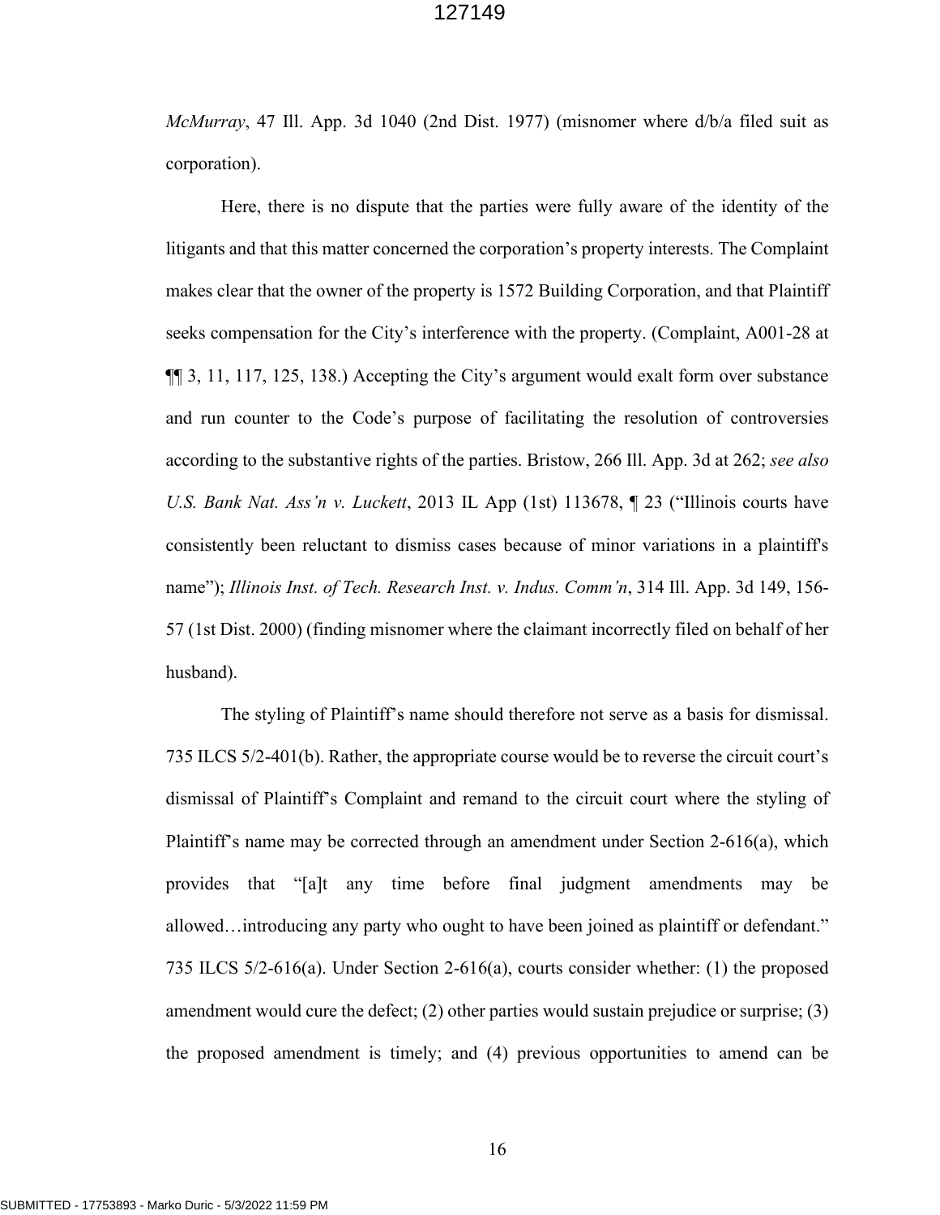*McMurray*, 47 Ill. App. 3d 1040 (2nd Dist. 1977) (misnomer where d/b/a filed suit as corporation).

Here, there is no dispute that the parties were fully aware of the identity of the litigants and that this matter concerned the corporation's property interests. The Complaint makes clear that the owner of the property is 1572 Building Corporation, and that Plaintiff seeks compensation for the City's interference with the property. (Complaint, A001-28 at ¶¶ 3, 11, 117, 125, 138.) Accepting the City's argument would exalt form over substance and run counter to the Code's purpose of facilitating the resolution of controversies according to the substantive rights of the parties. Bristow, 266 Ill. App. 3d at 262; *see also U.S. Bank Nat. Ass'n v. Luckett*, 2013 IL App (1st) 113678, ¶ 23 ("Illinois courts have consistently been reluctant to dismiss cases because of minor variations in a plaintiff's name"); *Illinois Inst. of Tech. Research Inst. v. Indus. Comm'n*, 314 Ill. App. 3d 149, 156-57 (1st Dist. 2000) (finding misnomer where the claimant incorrectly filed on behalf of her husband).

The styling of Plaintiff's name should therefore not serve as a basis for dismissal. 735 ILCS 5/2-401(b). Rather, the appropriate course would be to reverse the circuit court's dismissal of Plaintiff's Complaint and remand to the circuit court where the styling of Plaintiff's name may be corrected through an amendment under Section 2-616(a), which provides that "[a]t any time before final judgment amendments may be allowed…introducing any party who ought to have been joined as plaintiff or defendant." 735 ILCS 5/2-616(a). Under Section 2-616(a), courts consider whether: (1) the proposed amendment would cure the defect; (2) other parties would sustain prejudice or surprise; (3) the proposed amendment is timely; and (4) previous opportunities to amend can be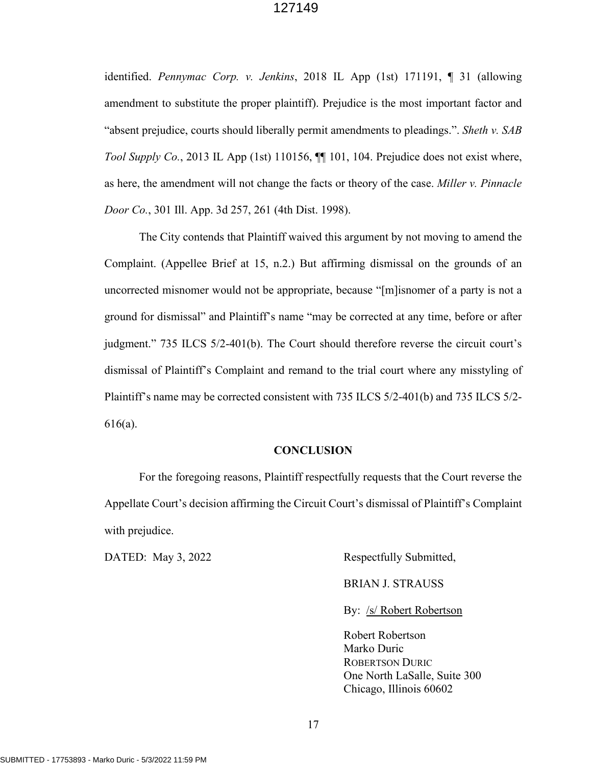identified. *Pennymac Corp. v. Jenkins*, 2018 IL App (1st) 171191, ¶ 31 (allowing amendment to substitute the proper plaintiff). Prejudice is the most important factor and "absent prejudice, courts should liberally permit amendments to pleadings.". *Sheth v. SAB Tool Supply Co.*, 2013 IL App (1st) 110156, ¶¶ 101, 104. Prejudice does not exist where, as here, the amendment will not change the facts or theory of the case. *Miller v. Pinnacle Door Co.*, 301 Ill. App. 3d 257, 261 (4th Dist. 1998).

The City contends that Plaintiff waived this argument by not moving to amend the Complaint. (Appellee Brief at 15, n.2.) But affirming dismissal on the grounds of an uncorrected misnomer would not be appropriate, because "[m]isnomer of a party is not a ground for dismissal" and Plaintiff's name "may be corrected at any time, before or after judgment." 735 ILCS 5/2-401(b). The Court should therefore reverse the circuit court's dismissal of Plaintiff's Complaint and remand to the trial court where any misstyling of Plaintiff's name may be corrected consistent with 735 ILCS 5/2-401(b) and 735 ILCS 5/2-616(a).

## CONCLUSION

For the foregoing reasons, Plaintiff respectfully requests that the Court reverse the Appellate Court's decision affirming the Circuit Court's dismissal of Plaintiff's Complaint with prejudice.

DATED: May 3, 2022

Respectfully Submitted,

BRIAN J. STRAUSS

By: /s/ Robert Robertson

Robert Robertson
Marko Duric
ROBERTSON DURIC
One North LaSalle, Suite 300
Chicago, Illinois 60602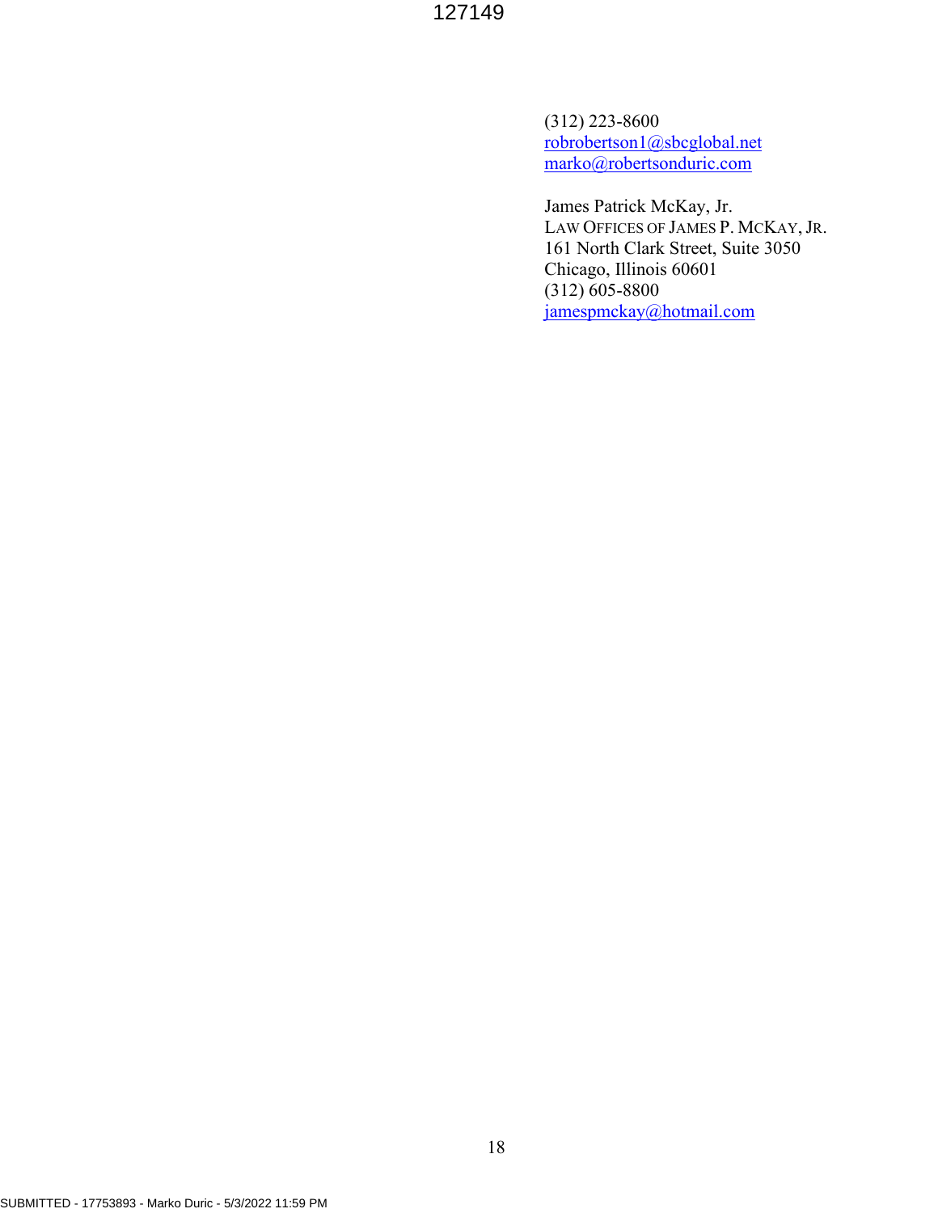(312) 223-8600
robrobertson1@sbcglobal.net
marko@robertsonduric.com

James Patrick McKay, Jr.
LAW OFFICES OF JAMES P. MCKAY, JR.
161 North Clark Street, Suite 3050
Chicago, Illinois 60601
(312) 605-8800
jamespmckay@hotmail.com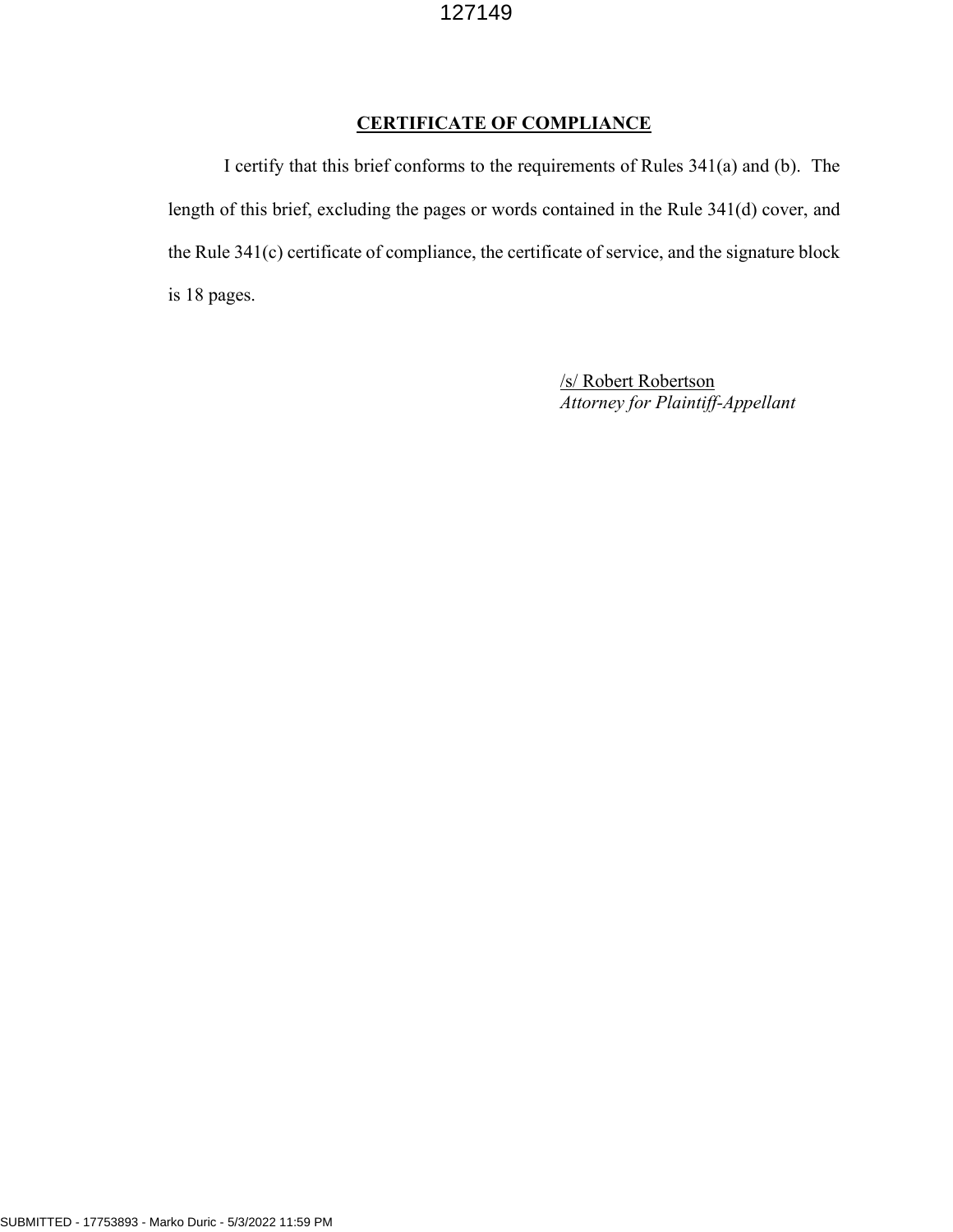# CERTIFICATE OF COMPLIANCE

I certify that this brief conforms to the requirements of Rules 341(a) and (b). The length of this brief, excluding the pages or words contained in the Rule 341(d) cover, and the Rule 341(c) certificate of compliance, the certificate of service, and the signature block is 18 pages.

/s/ Robert Robertson
*Attorney for Plaintiff-Appellant*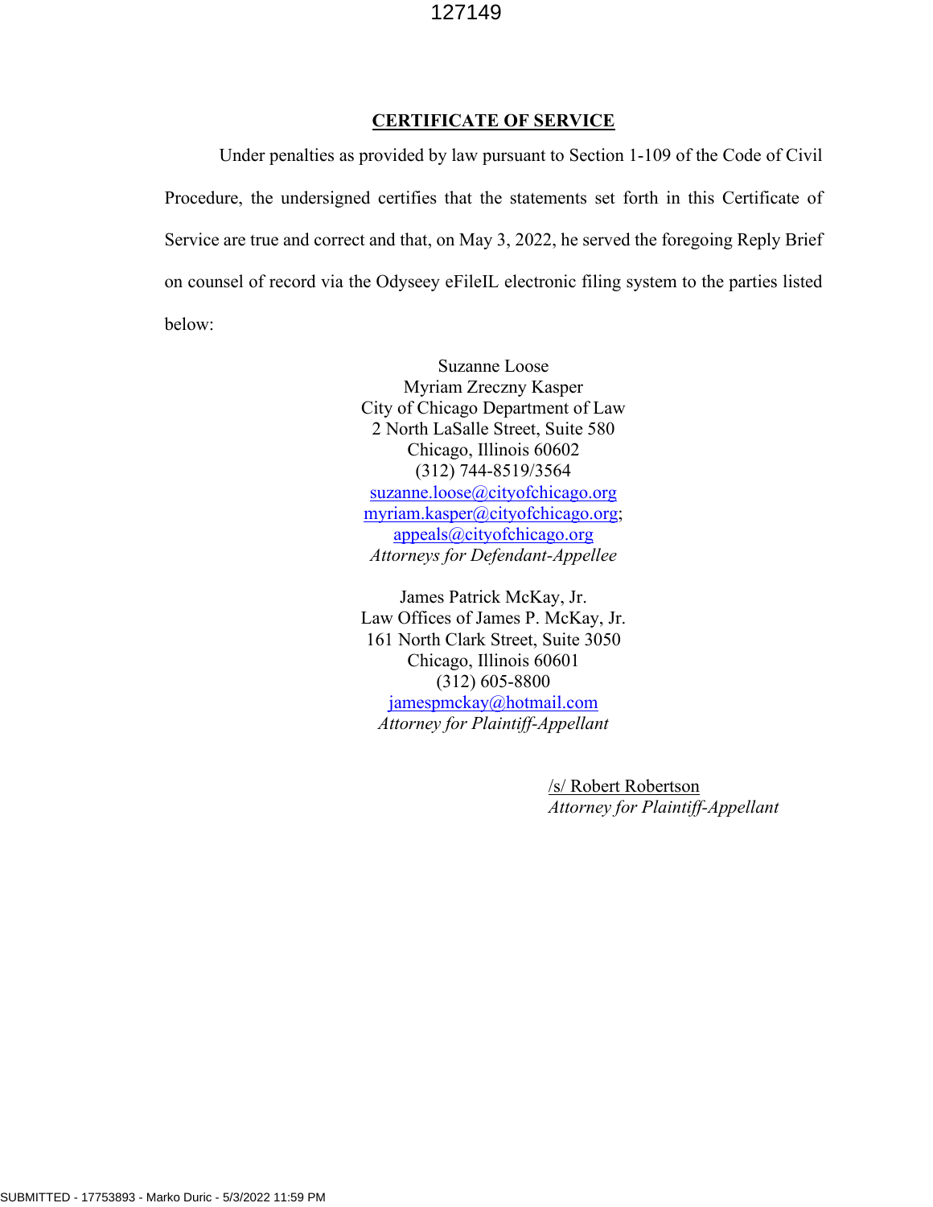## CERTIFICATE OF SERVICE

Under penalties as provided by law pursuant to Section 1-109 of the Code of Civil Procedure, the undersigned certifies that the statements set forth in this Certificate of Service are true and correct and that, on May 3, 2022, he served the foregoing Reply Brief on counsel of record via the Odyseey eFileIL electronic filing system to the parties listed below:

Suzanne Loose
Myriam Zreczny Kasper
City of Chicago Department of Law
2 North LaSalle Street, Suite 580
Chicago, Illinois 60602
(312) 744-8519/3564
suzanne.loose@cityofchicago.org
myriam.kasper@cityofchicago.org;
appeals@cityofchicago.org
*Attorneys for Defendant-Appellee*

James Patrick McKay, Jr.
Law Offices of James P. McKay, Jr.
161 North Clark Street, Suite 3050
Chicago, Illinois 60601
(312) 605-8800
jamespmckay@hotmail.com
*Attorney for Plaintiff-Appellant*

/s/ Robert Robertson
*Attorney for Plaintiff-Appellant*